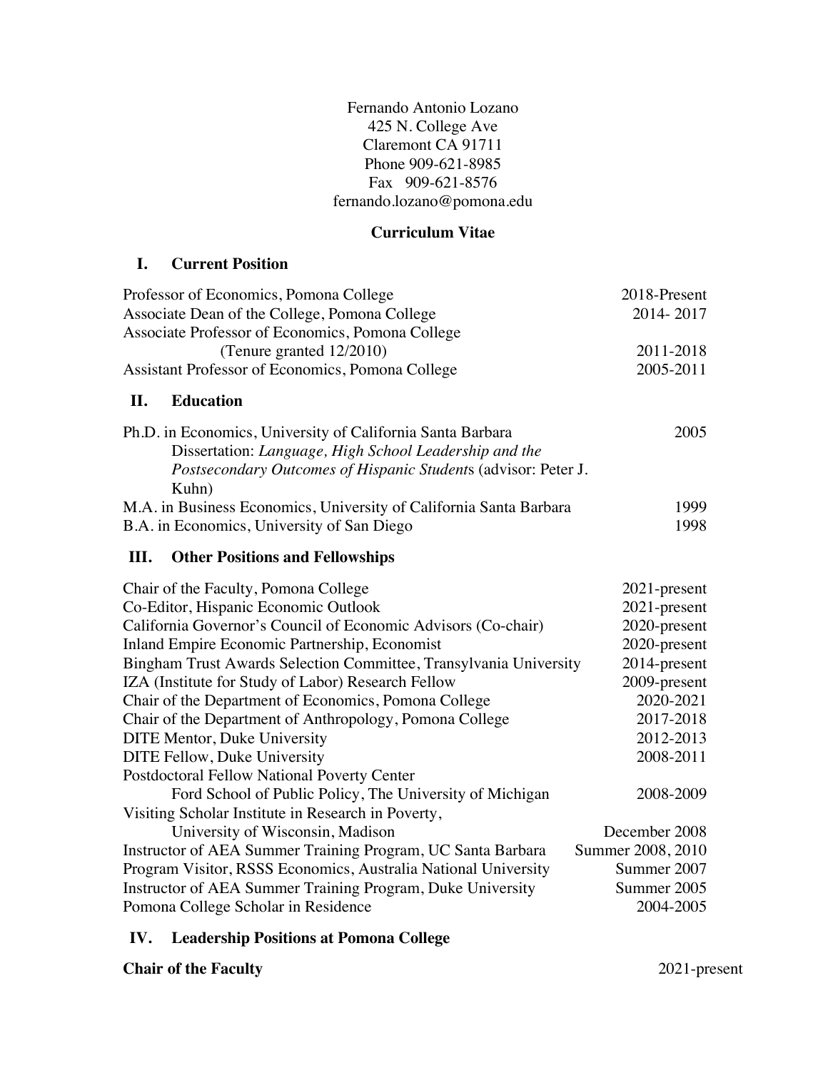Fernando Antonio Lozano
425 N. College Ave
Claremont CA 91711
Phone 909-621-8985
Fax 909-621-8576
fernando.lozano@pomona.edu

**Curriculum Vitae**

## I. Current Position

| | |
|---|---|
| Professor of Economics, Pomona College | 2018-Present |
| Associate Dean of the College, Pomona College | 2014- 2017 |
| Associate Professor of Economics, Pomona College (Tenure granted 12/2010) | 2011-2018 |
| Assistant Professor of Economics, Pomona College | 2005-2011 |

## II. Education

| | |
|---|---|
| Ph.D. in Economics, University of California Santa Barbara<br>Dissertation: *Language, High School Leadership and the Postsecondary Outcomes of Hispanic Student*s (advisor: Peter J. Kuhn) | 2005 |
| M.A. in Business Economics, University of California Santa Barbara | 1999 |
| B.A. in Economics, University of San Diego | 1998 |

## III. Other Positions and Fellowships

| | |
|---|---|
| Chair of the Faculty, Pomona College | 2021-present |
| Co-Editor, Hispanic Economic Outlook | 2021-present |
| California Governor's Council of Economic Advisors (Co-chair) | 2020-present |
| Inland Empire Economic Partnership, Economist | 2020-present |
| Bingham Trust Awards Selection Committee, Transylvania University | 2014-present |
| IZA (Institute for Study of Labor) Research Fellow | 2009-present |
| Chair of the Department of Economics, Pomona College | 2020-2021 |
| Chair of the Department of Anthropology, Pomona College | 2017-2018 |
| DITE Mentor, Duke University | 2012-2013 |
| DITE Fellow, Duke University | 2008-2011 |
| Postdoctoral Fellow National Poverty Center<br>Ford School of Public Policy, The University of Michigan | 2008-2009 |
| Visiting Scholar Institute in Research in Poverty,<br>University of Wisconsin, Madison | December 2008 |
| Instructor of AEA Summer Training Program, UC Santa Barbara | Summer 2008, 2010 |
| Program Visitor, RSSS Economics, Australia National University | Summer 2007 |
| Instructor of AEA Summer Training Program, Duke University | Summer 2005 |
| Pomona College Scholar in Residence | 2004-2005 |

## IV. Leadership Positions at Pomona College

**Chair of the Faculty** 2021-present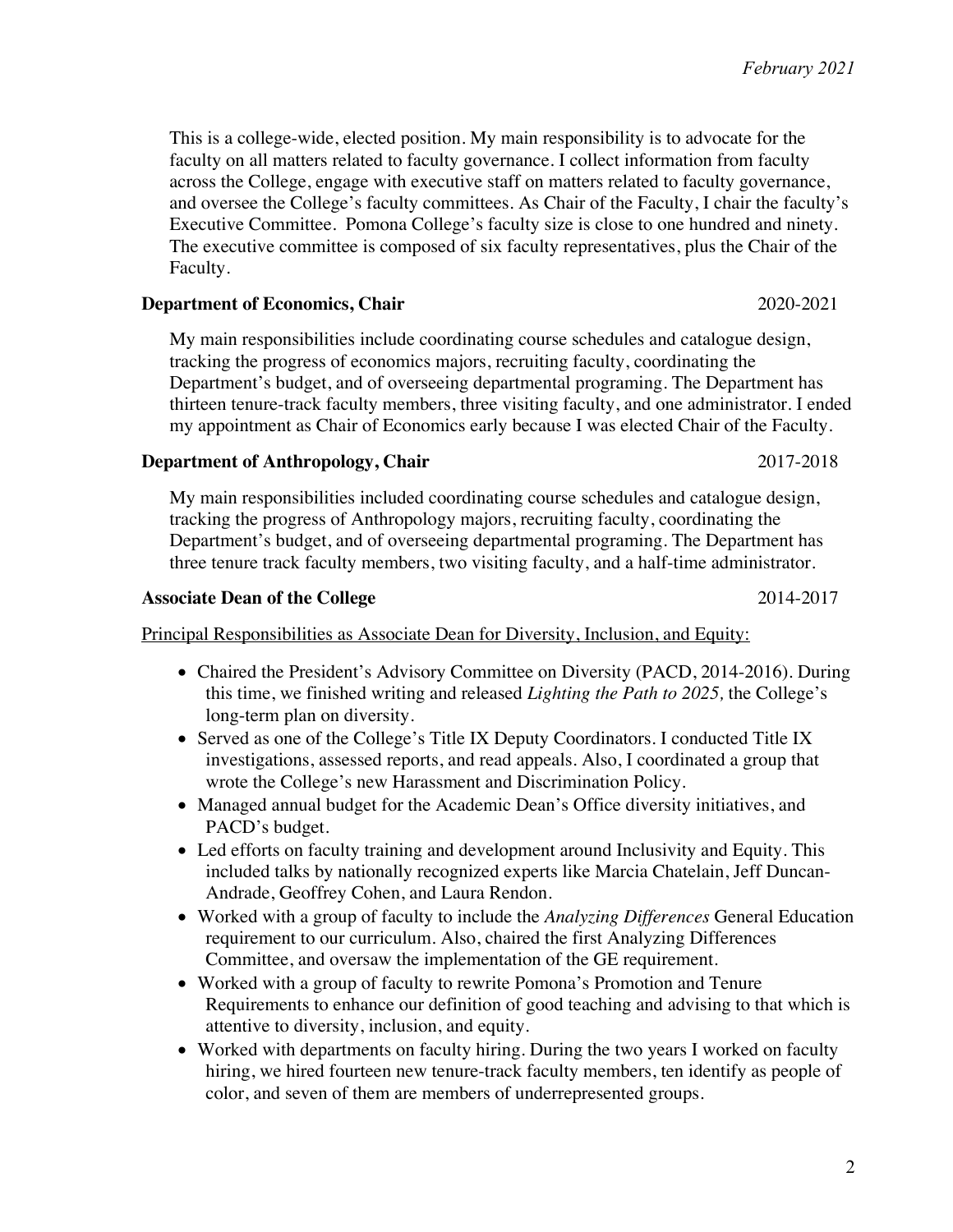This is a college-wide, elected position. My main responsibility is to advocate for the faculty on all matters related to faculty governance. I collect information from faculty across the College, engage with executive staff on matters related to faculty governance, and oversee the College's faculty committees. As Chair of the Faculty, I chair the faculty's Executive Committee. Pomona College's faculty size is close to one hundred and ninety. The executive committee is composed of six faculty representatives, plus the Chair of the Faculty.

**Department of Economics, Chair** 2020-2021

My main responsibilities include coordinating course schedules and catalogue design, tracking the progress of economics majors, recruiting faculty, coordinating the Department's budget, and of overseeing departmental programing. The Department has thirteen tenure-track faculty members, three visiting faculty, and one administrator. I ended my appointment as Chair of Economics early because I was elected Chair of the Faculty.

**Department of Anthropology, Chair** 2017-2018

My main responsibilities included coordinating course schedules and catalogue design, tracking the progress of Anthropology majors, recruiting faculty, coordinating the Department's budget, and of overseeing departmental programing. The Department has three tenure track faculty members, two visiting faculty, and a half-time administrator.

**Associate Dean of the College** 2014-2017

<u>Principal Responsibilities as Associate Dean for Diversity, Inclusion, and Equity:</u>

- Chaired the President's Advisory Committee on Diversity (PACD, 2014-2016). During this time, we finished writing and released *Lighting the Path to 2025,* the College's long-term plan on diversity.
- Served as one of the College's Title IX Deputy Coordinators. I conducted Title IX investigations, assessed reports, and read appeals. Also, I coordinated a group that wrote the College's new Harassment and Discrimination Policy.
- Managed annual budget for the Academic Dean's Office diversity initiatives, and PACD's budget.
- Led efforts on faculty training and development around Inclusivity and Equity. This included talks by nationally recognized experts like Marcia Chatelain, Jeff Duncan-Andrade, Geoffrey Cohen, and Laura Rendon.
- Worked with a group of faculty to include the *Analyzing Differences* General Education requirement to our curriculum. Also, chaired the first Analyzing Differences Committee, and oversaw the implementation of the GE requirement.
- Worked with a group of faculty to rewrite Pomona's Promotion and Tenure Requirements to enhance our definition of good teaching and advising to that which is attentive to diversity, inclusion, and equity.
- Worked with departments on faculty hiring. During the two years I worked on faculty hiring, we hired fourteen new tenure-track faculty members, ten identify as people of color, and seven of them are members of underrepresented groups.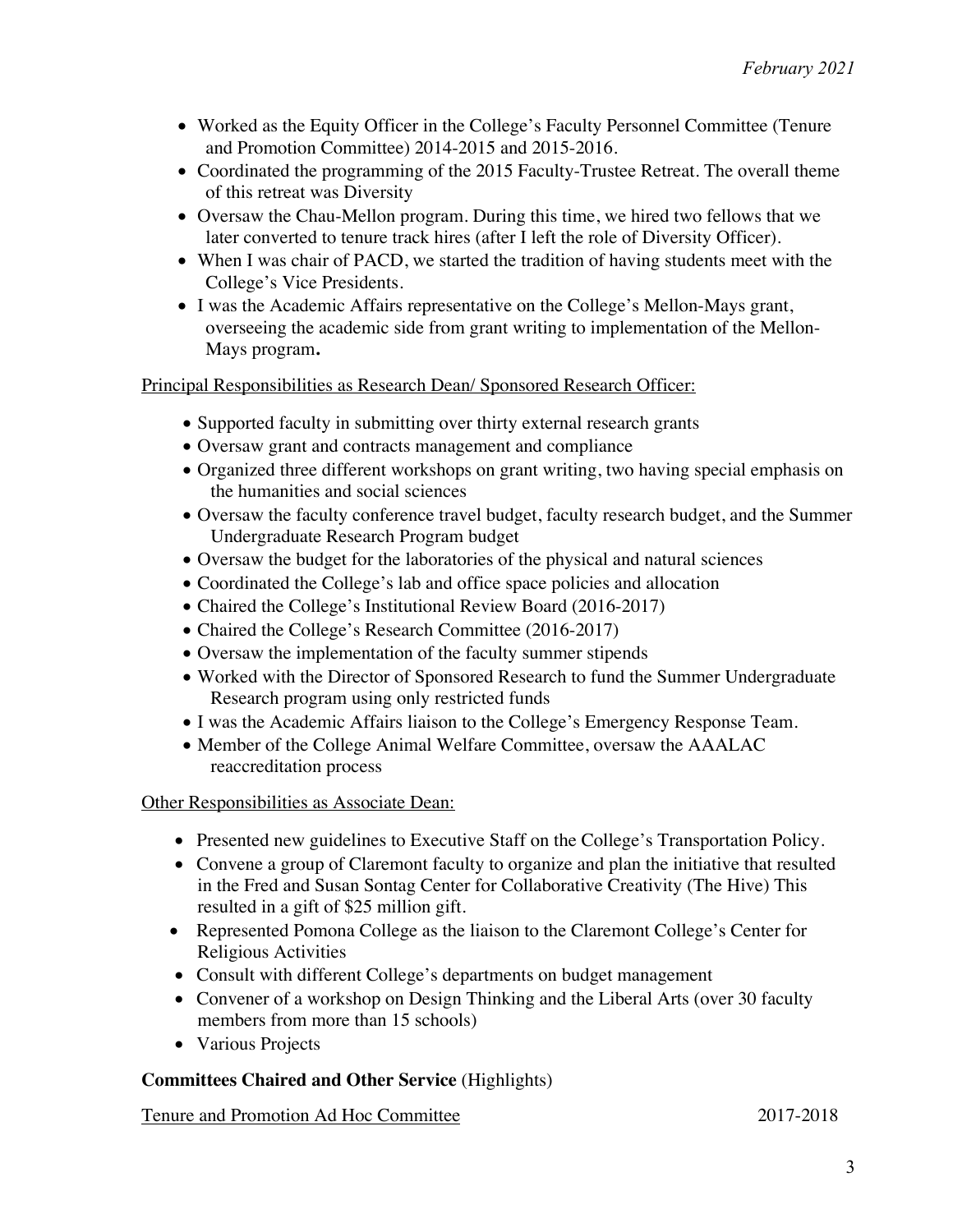- Worked as the Equity Officer in the College's Faculty Personnel Committee (Tenure and Promotion Committee) 2014-2015 and 2015-2016.
- Coordinated the programming of the 2015 Faculty-Trustee Retreat. The overall theme of this retreat was Diversity
- Oversaw the Chau-Mellon program. During this time, we hired two fellows that we later converted to tenure track hires (after I left the role of Diversity Officer).
- When I was chair of PACD, we started the tradition of having students meet with the College's Vice Presidents.
- I was the Academic Affairs representative on the College's Mellon-Mays grant, overseeing the academic side from grant writing to implementation of the Mellon-Mays program**.**

<u>Principal Responsibilities as Research Dean/ Sponsored Research Officer:</u>

- Supported faculty in submitting over thirty external research grants
- Oversaw grant and contracts management and compliance
- Organized three different workshops on grant writing, two having special emphasis on the humanities and social sciences
- Oversaw the faculty conference travel budget, faculty research budget, and the Summer Undergraduate Research Program budget
- Oversaw the budget for the laboratories of the physical and natural sciences
- Coordinated the College's lab and office space policies and allocation
- Chaired the College's Institutional Review Board (2016-2017)
- Chaired the College's Research Committee (2016-2017)
- Oversaw the implementation of the faculty summer stipends
- Worked with the Director of Sponsored Research to fund the Summer Undergraduate Research program using only restricted funds
- I was the Academic Affairs liaison to the College's Emergency Response Team.
- Member of the College Animal Welfare Committee, oversaw the AAALAC reaccreditation process

<u>Other Responsibilities as Associate Dean:</u>

- Presented new guidelines to Executive Staff on the College's Transportation Policy.
- Convene a group of Claremont faculty to organize and plan the initiative that resulted in the Fred and Susan Sontag Center for Collaborative Creativity (The Hive) This resulted in a gift of $25 million gift.
- Represented Pomona College as the liaison to the Claremont College's Center for Religious Activities
- Consult with different College's departments on budget management
- Convener of a workshop on Design Thinking and the Liberal Arts (over 30 faculty members from more than 15 schools)
- Various Projects

**Committees Chaired and Other Service** (Highlights)

<u>Tenure and Promotion Ad Hoc Committee</u> 2017-2018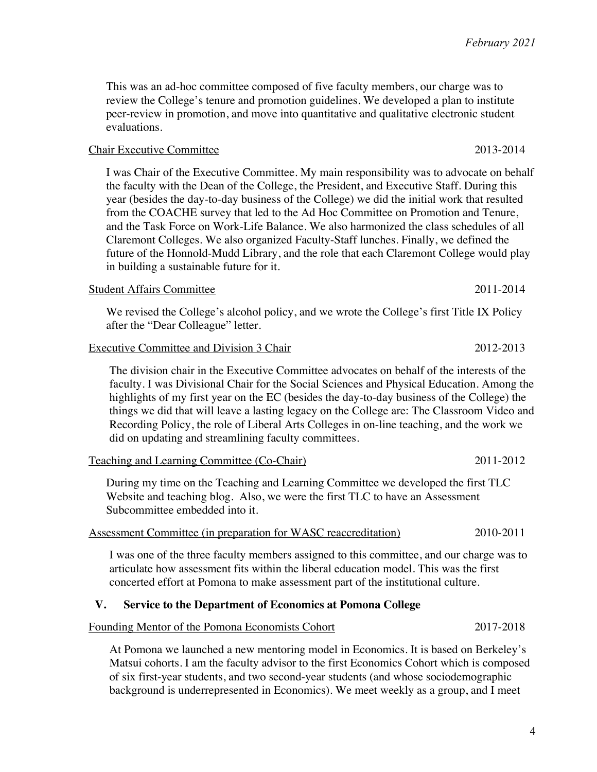This was an ad-hoc committee composed of five faculty members, our charge was to review the College's tenure and promotion guidelines. We developed a plan to institute peer-review in promotion, and move into quantitative and qualitative electronic student evaluations.

<u>Chair Executive Committee</u> 2013-2014

I was Chair of the Executive Committee. My main responsibility was to advocate on behalf the faculty with the Dean of the College, the President, and Executive Staff. During this year (besides the day-to-day business of the College) we did the initial work that resulted from the COACHE survey that led to the Ad Hoc Committee on Promotion and Tenure, and the Task Force on Work-Life Balance. We also harmonized the class schedules of all Claremont Colleges. We also organized Faculty-Staff lunches. Finally, we defined the future of the Honnold-Mudd Library, and the role that each Claremont College would play in building a sustainable future for it.

<u>Student Affairs Committee</u> 2011-2014

We revised the College's alcohol policy, and we wrote the College's first Title IX Policy after the "Dear Colleague" letter.

<u>Executive Committee and Division 3 Chair</u> 2012-2013

The division chair in the Executive Committee advocates on behalf of the interests of the faculty. I was Divisional Chair for the Social Sciences and Physical Education. Among the highlights of my first year on the EC (besides the day-to-day business of the College) the things we did that will leave a lasting legacy on the College are: The Classroom Video and Recording Policy, the role of Liberal Arts Colleges in on-line teaching, and the work we did on updating and streamlining faculty committees.

<u>Teaching and Learning Committee (Co-Chair)</u> 2011-2012

During my time on the Teaching and Learning Committee we developed the first TLC Website and teaching blog. Also, we were the first TLC to have an Assessment Subcommittee embedded into it.

<u>Assessment Committee (in preparation for WASC reaccreditation)</u> 2010-2011

I was one of the three faculty members assigned to this committee, and our charge was to articulate how assessment fits within the liberal education model. This was the first concerted effort at Pomona to make assessment part of the institutional culture.

## V. Service to the Department of Economics at Pomona College

<u>Founding Mentor of the Pomona Economists Cohort</u> 2017-2018

At Pomona we launched a new mentoring model in Economics. It is based on Berkeley's Matsui cohorts. I am the faculty advisor to the first Economics Cohort which is composed of six first-year students, and two second-year students (and whose sociodemographic background is underrepresented in Economics). We meet weekly as a group, and I meet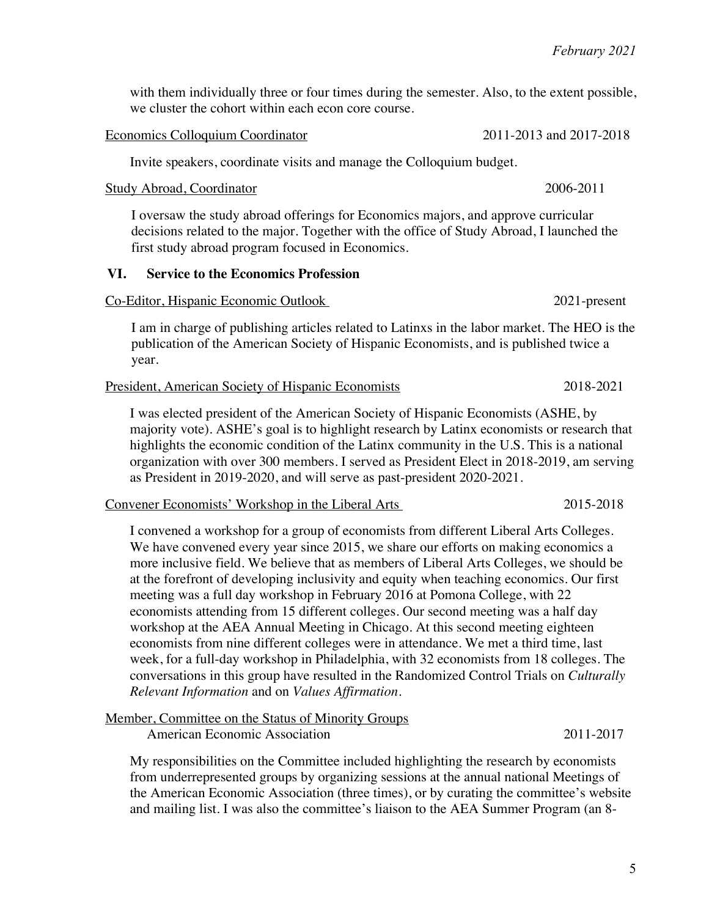with them individually three or four times during the semester. Also, to the extent possible, we cluster the cohort within each econ core course.

Economics Colloquium Coordinator — 2011-2013 and 2017-2018

Invite speakers, coordinate visits and manage the Colloquium budget.

Study Abroad, Coordinator — 2006-2011

I oversaw the study abroad offerings for Economics majors, and approve curricular decisions related to the major. Together with the office of Study Abroad, I launched the first study abroad program focused in Economics.

## VI. Service to the Economics Profession

Co-Editor, Hispanic Economic Outlook — 2021-present

I am in charge of publishing articles related to Latinxs in the labor market. The HEO is the publication of the American Society of Hispanic Economists, and is published twice a year.

President, American Society of Hispanic Economists — 2018-2021

I was elected president of the American Society of Hispanic Economists (ASHE, by majority vote). ASHE's goal is to highlight research by Latinx economists or research that highlights the economic condition of the Latinx community in the U.S. This is a national organization with over 300 members. I served as President Elect in 2018-2019, am serving as President in 2019-2020, and will serve as past-president 2020-2021.

Convener Economists' Workshop in the Liberal Arts — 2015-2018

I convened a workshop for a group of economists from different Liberal Arts Colleges. We have convened every year since 2015, we share our efforts on making economics a more inclusive field. We believe that as members of Liberal Arts Colleges, we should be at the forefront of developing inclusivity and equity when teaching economics. Our first meeting was a full day workshop in February 2016 at Pomona College, with 22 economists attending from 15 different colleges. Our second meeting was a half day workshop at the AEA Annual Meeting in Chicago. At this second meeting eighteen economists from nine different colleges were in attendance. We met a third time, last week, for a full-day workshop in Philadelphia, with 32 economists from 18 colleges. The conversations in this group have resulted in the Randomized Control Trials on *Culturally Relevant Information* and on *Values Affirmation*.

Member, Committee on the Status of Minority Groups
American Economic Association — 2011-2017

My responsibilities on the Committee included highlighting the research by economists from underrepresented groups by organizing sessions at the annual national Meetings of the American Economic Association (three times), or by curating the committee's website and mailing list. I was also the committee's liaison to the AEA Summer Program (an 8-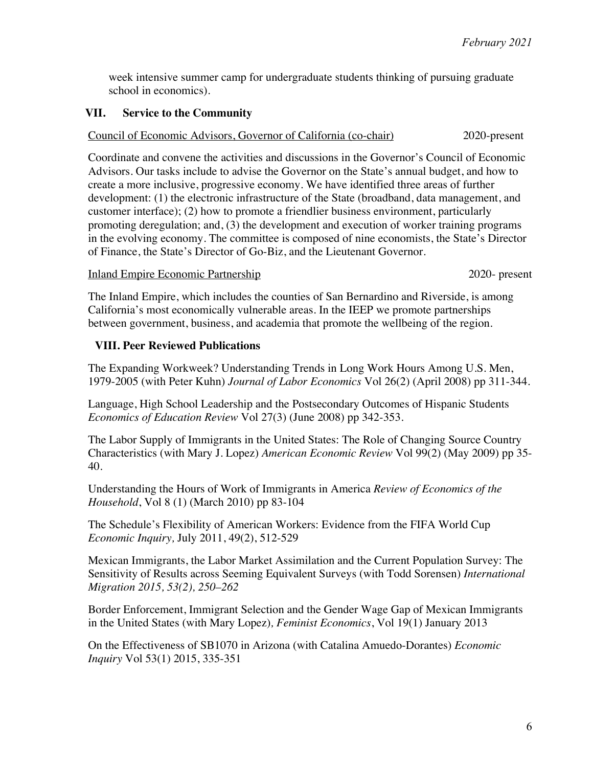week intensive summer camp for undergraduate students thinking of pursuing graduate school in economics).

## VII. Service to the Community

Council of Economic Advisors, Governor of California (co-chair) 2020-present

Coordinate and convene the activities and discussions in the Governor's Council of Economic Advisors. Our tasks include to advise the Governor on the State's annual budget, and how to create a more inclusive, progressive economy. We have identified three areas of further development: (1) the electronic infrastructure of the State (broadband, data management, and customer interface); (2) how to promote a friendlier business environment, particularly promoting deregulation; and, (3) the development and execution of worker training programs in the evolving economy. The committee is composed of nine economists, the State's Director of Finance, the State's Director of Go-Biz, and the Lieutenant Governor.

Inland Empire Economic Partnership 2020- present

The Inland Empire, which includes the counties of San Bernardino and Riverside, is among California's most economically vulnerable areas. In the IEEP we promote partnerships between government, business, and academia that promote the wellbeing of the region.

## VIII. Peer Reviewed Publications

The Expanding Workweek? Understanding Trends in Long Work Hours Among U.S. Men, 1979-2005 (with Peter Kuhn) *Journal of Labor Economics* Vol 26(2) (April 2008) pp 311-344.

Language, High School Leadership and the Postsecondary Outcomes of Hispanic Students *Economics of Education Review* Vol 27(3) (June 2008) pp 342-353.

The Labor Supply of Immigrants in the United States: The Role of Changing Source Country Characteristics (with Mary J. Lopez) *American Economic Review* Vol 99(2) (May 2009) pp 35-40.

Understanding the Hours of Work of Immigrants in America *Review of Economics of the Household*, Vol 8 (1) (March 2010) pp 83-104

The Schedule's Flexibility of American Workers: Evidence from the FIFA World Cup *Economic Inquiry,* July 2011, 49(2), 512-529

Mexican Immigrants, the Labor Market Assimilation and the Current Population Survey: The Sensitivity of Results across Seeming Equivalent Surveys (with Todd Sorensen) *International Migration 2015, 53(2), 250–262*

Border Enforcement, Immigrant Selection and the Gender Wage Gap of Mexican Immigrants in the United States (with Mary Lopez)*, Feminist Economics*, Vol 19(1) January 2013

On the Effectiveness of SB1070 in Arizona (with Catalina Amuedo-Dorantes) *Economic Inquiry* Vol 53(1) 2015, 335-351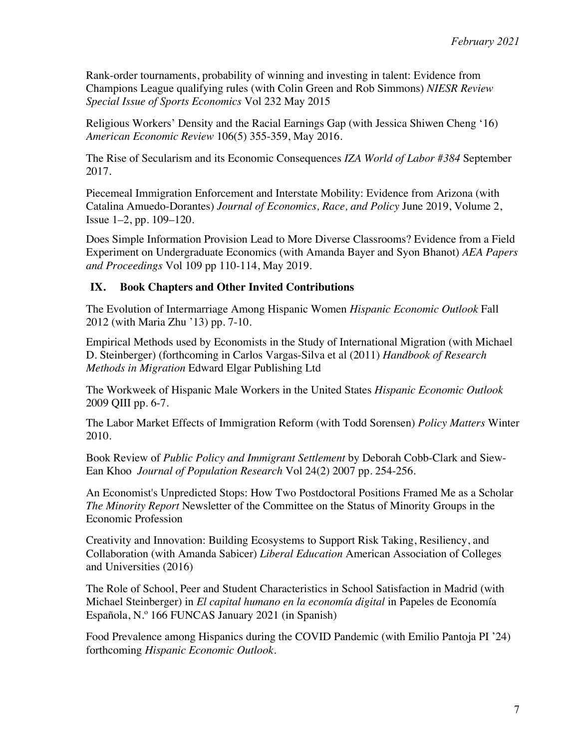Rank-order tournaments, probability of winning and investing in talent: Evidence from Champions League qualifying rules (with Colin Green and Rob Simmons) *NIESR Review Special Issue of Sports Economics* Vol 232 May 2015

Religious Workers' Density and the Racial Earnings Gap (with Jessica Shiwen Cheng '16) *American Economic Review* 106(5) 355-359, May 2016.

The Rise of Secularism and its Economic Consequences *IZA World of Labor #384* September 2017.

Piecemeal Immigration Enforcement and Interstate Mobility: Evidence from Arizona (with Catalina Amuedo-Dorantes) *Journal of Economics, Race, and Policy* June 2019, Volume 2, Issue 1–2, pp. 109–120.

Does Simple Information Provision Lead to More Diverse Classrooms? Evidence from a Field Experiment on Undergraduate Economics (with Amanda Bayer and Syon Bhanot) *AEA Papers and Proceedings* Vol 109 pp 110-114, May 2019.

## IX. Book Chapters and Other Invited Contributions

The Evolution of Intermarriage Among Hispanic Women *Hispanic Economic Outlook* Fall 2012 (with Maria Zhu '13) pp. 7-10.

Empirical Methods used by Economists in the Study of International Migration (with Michael D. Steinberger) (forthcoming in Carlos Vargas-Silva et al (2011) *Handbook of Research Methods in Migration* Edward Elgar Publishing Ltd

The Workweek of Hispanic Male Workers in the United States *Hispanic Economic Outlook* 2009 QIII pp. 6-7.

The Labor Market Effects of Immigration Reform (with Todd Sorensen) *Policy Matters* Winter 2010.

Book Review of *Public Policy and Immigrant Settlement* by Deborah Cobb-Clark and Siew-Ean Khoo *Journal of Population Research* Vol 24(2) 2007 pp. 254-256.

An Economist's Unpredicted Stops: How Two Postdoctoral Positions Framed Me as a Scholar *The Minority Report* Newsletter of the Committee on the Status of Minority Groups in the Economic Profession

Creativity and Innovation: Building Ecosystems to Support Risk Taking, Resiliency, and Collaboration (with Amanda Sabicer) *Liberal Education* American Association of Colleges and Universities (2016)

The Role of School, Peer and Student Characteristics in School Satisfaction in Madrid (with Michael Steinberger) in *El capital humano en la economía digital* in Papeles de Economía Española, N.º 166 FUNCAS January 2021 (in Spanish)

Food Prevalence among Hispanics during the COVID Pandemic (with Emilio Pantoja PI '24) forthcoming *Hispanic Economic Outlook*.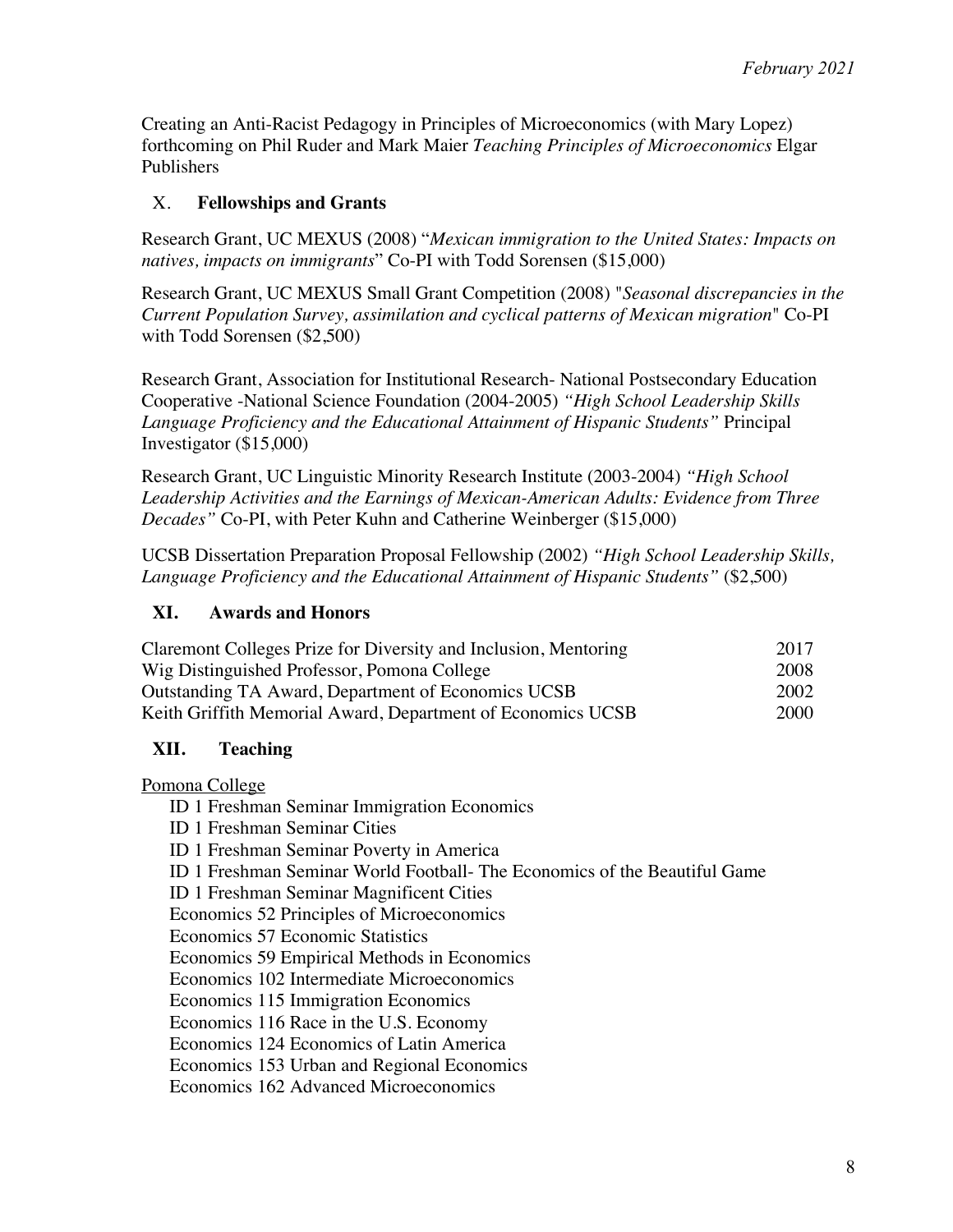Creating an Anti-Racist Pedagogy in Principles of Microeconomics (with Mary Lopez) forthcoming on Phil Ruder and Mark Maier *Teaching Principles of Microeconomics* Elgar Publishers

## X. Fellowships and Grants

Research Grant, UC MEXUS (2008) "*Mexican immigration to the United States: Impacts on natives, impacts on immigrants*" Co-PI with Todd Sorensen ($15,000)

Research Grant, UC MEXUS Small Grant Competition (2008) "*Seasonal discrepancies in the Current Population Survey, assimilation and cyclical patterns of Mexican migration*" Co-PI with Todd Sorensen ($2,500)

Research Grant, Association for Institutional Research- National Postsecondary Education Cooperative -National Science Foundation (2004-2005) *"High School Leadership Skills Language Proficiency and the Educational Attainment of Hispanic Students"* Principal Investigator ($15,000)

Research Grant, UC Linguistic Minority Research Institute (2003-2004) *"High School Leadership Activities and the Earnings of Mexican-American Adults: Evidence from Three Decades"* Co-PI, with Peter Kuhn and Catherine Weinberger ($15,000)

UCSB Dissertation Preparation Proposal Fellowship (2002) *"High School Leadership Skills, Language Proficiency and the Educational Attainment of Hispanic Students"* ($2,500)

## XI. Awards and Honors

| | |
|---|---|
| Claremont Colleges Prize for Diversity and Inclusion, Mentoring | 2017 |
| Wig Distinguished Professor, Pomona College | 2008 |
| Outstanding TA Award, Department of Economics UCSB | 2002 |
| Keith Griffith Memorial Award, Department of Economics UCSB | 2000 |

## XII. Teaching

Pomona College

- ID 1 Freshman Seminar Immigration Economics
- ID 1 Freshman Seminar Cities
- ID 1 Freshman Seminar Poverty in America
- ID 1 Freshman Seminar World Football- The Economics of the Beautiful Game
- ID 1 Freshman Seminar Magnificent Cities
- Economics 52 Principles of Microeconomics
- Economics 57 Economic Statistics
- Economics 59 Empirical Methods in Economics
- Economics 102 Intermediate Microeconomics
- Economics 115 Immigration Economics
- Economics 116 Race in the U.S. Economy
- Economics 124 Economics of Latin America
- Economics 153 Urban and Regional Economics
- Economics 162 Advanced Microeconomics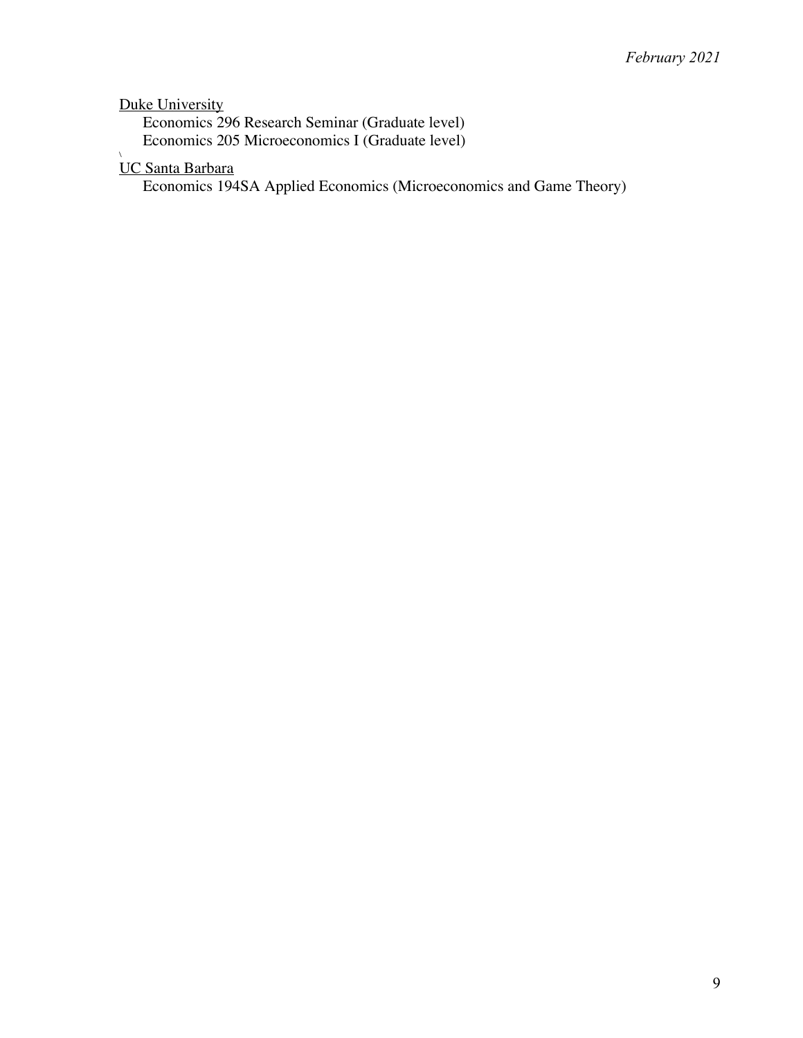Duke University

Economics 296 Research Seminar (Graduate level)
Economics 205 Microeconomics I (Graduate level)
\
UC Santa Barbara

Economics 194SA Applied Economics (Microeconomics and Game Theory)